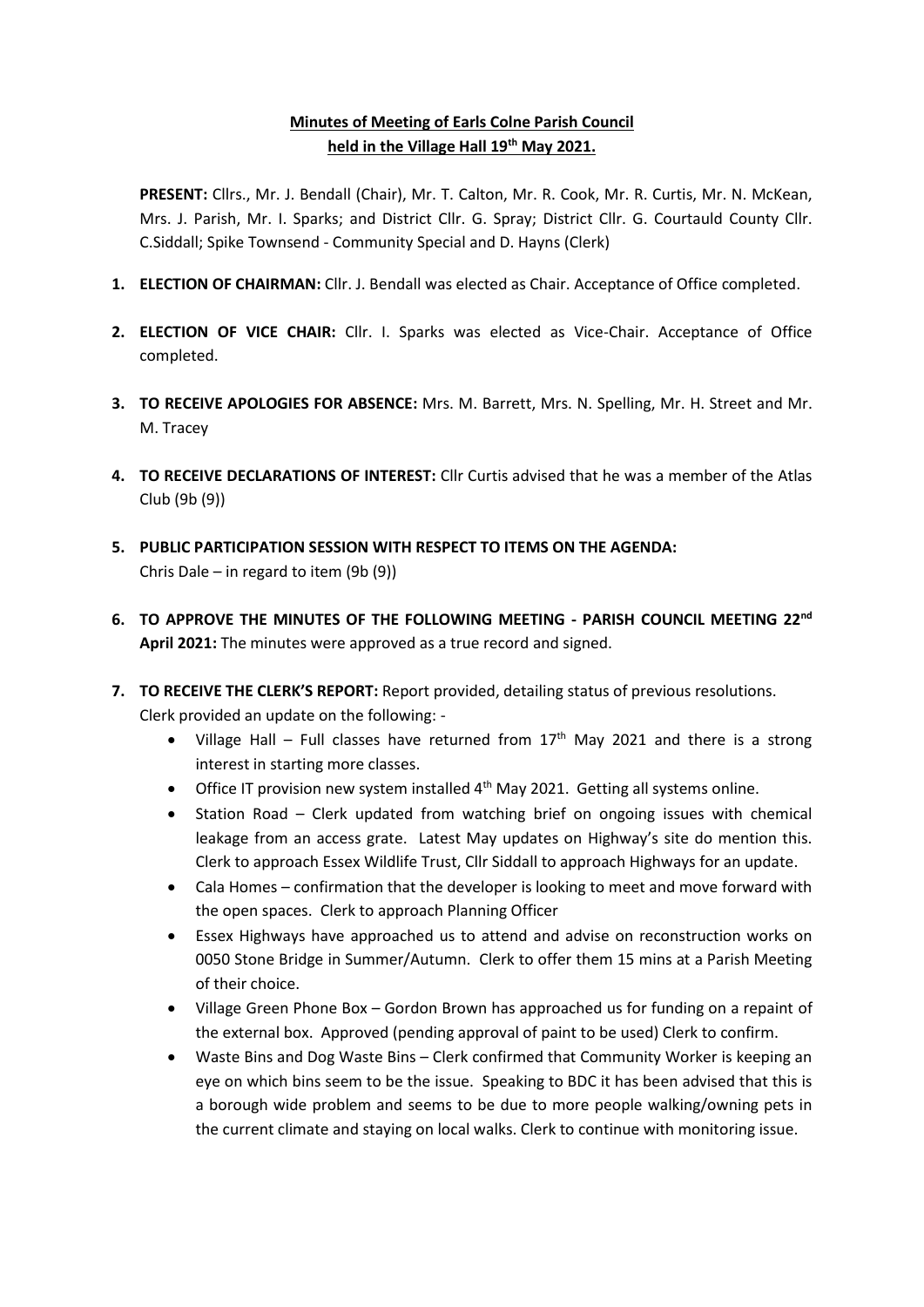**Minutes of Meeting of Earls Colne Parish Council held in the Village Hall 19th May 2021.**

**PRESENT:** Cllrs., Mr. J. Bendall (Chair), Mr. T. Calton, Mr. R. Cook, Mr. R. Curtis, Mr. N. McKean, Mrs. J. Parish, Mr. I. Sparks; and District Cllr. G. Spray; District Cllr. G. Courtauld County Cllr. C.Siddall; Spike Townsend - Community Special and D. Hayns (Clerk)

1. **ELECTION OF CHAIRMAN:** Cllr. J. Bendall was elected as Chair. Acceptance of Office completed.

2. **ELECTION OF VICE CHAIR:** Cllr. I. Sparks was elected as Vice-Chair. Acceptance of Office completed.

3. **TO RECEIVE APOLOGIES FOR ABSENCE:** Mrs. M. Barrett, Mrs. N. Spelling, Mr. H. Street and Mr. M. Tracey

4. **TO RECEIVE DECLARATIONS OF INTEREST:** Cllr Curtis advised that he was a member of the Atlas Club (9b (9))

5. **PUBLIC PARTICIPATION SESSION WITH RESPECT TO ITEMS ON THE AGENDA:** Chris Dale – in regard to item (9b (9))

6. **TO APPROVE THE MINUTES OF THE FOLLOWING MEETING - PARISH COUNCIL MEETING 22nd April 2021:** The minutes were approved as a true record and signed.

7. **TO RECEIVE THE CLERK'S REPORT:** Report provided, detailing status of previous resolutions. Clerk provided an update on the following: -
   - Village Hall – Full classes have returned from 17th May 2021 and there is a strong interest in starting more classes.
   - Office IT provision new system installed 4th May 2021. Getting all systems online.
   - Station Road – Clerk updated from watching brief on ongoing issues with chemical leakage from an access grate. Latest May updates on Highway's site do mention this. Clerk to approach Essex Wildlife Trust, Cllr Siddall to approach Highways for an update.
   - Cala Homes – confirmation that the developer is looking to meet and move forward with the open spaces. Clerk to approach Planning Officer
   - Essex Highways have approached us to attend and advise on reconstruction works on 0050 Stone Bridge in Summer/Autumn. Clerk to offer them 15 mins at a Parish Meeting of their choice.
   - Village Green Phone Box – Gordon Brown has approached us for funding on a repaint of the external box. Approved (pending approval of paint to be used) Clerk to confirm.
   - Waste Bins and Dog Waste Bins – Clerk confirmed that Community Worker is keeping an eye on which bins seem to be the issue. Speaking to BDC it has been advised that this is a borough wide problem and seems to be due to more people walking/owning pets in the current climate and staying on local walks. Clerk to continue with monitoring issue.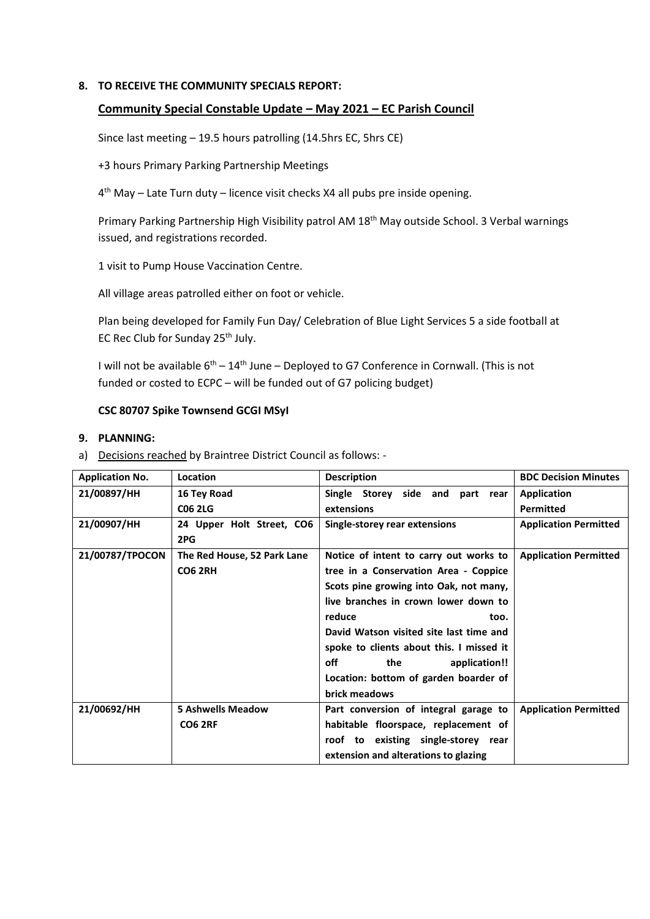**8. TO RECEIVE THE COMMUNITY SPECIALS REPORT:**

## Community Special Constable Update – May 2021 – EC Parish Council

Since last meeting – 19.5 hours patrolling (14.5hrs EC, 5hrs CE)

+3 hours Primary Parking Partnership Meetings

4th May – Late Turn duty – licence visit checks X4 all pubs pre inside opening.

Primary Parking Partnership High Visibility patrol AM 18th May outside School. 3 Verbal warnings issued, and registrations recorded.

1 visit to Pump House Vaccination Centre.

All village areas patrolled either on foot or vehicle.

Plan being developed for Family Fun Day/ Celebration of Blue Light Services 5 a side football at EC Rec Club for Sunday 25th July.

I will not be available 6th – 14th June – Deployed to G7 Conference in Cornwall. (This is not funded or costed to ECPC – will be funded out of G7 policing budget)

**CSC 80707 Spike Townsend GCGI MSyI**

**9. PLANNING:**

a) Decisions reached by Braintree District Council as follows: -

| **Application No.** | **Location** | **Description** | **BDC Decision Minutes** |
|---|---|---|---|
| **21/00897/HH** | **16 Tey Road C06 2LG** | **Single Storey side and part rear extensions** | **Application Permitted** |
| **21/00907/HH** | **24 Upper Holt Street, CO6 2PG** | **Single-storey rear extensions** | **Application Permitted** |
| **21/00787/TPOCON** | **The Red House, 52 Park Lane CO6 2RH** | **Notice of intent to carry out works to tree in a Conservation Area - Coppice Scots pine growing into Oak, not many, live branches in crown lower down to reduce too. David Watson visited site last time and spoke to clients about this. I missed it off the application!! Location: bottom of garden boarder of brick meadows** | **Application Permitted** |
| **21/00692/HH** | **5 Ashwells Meadow CO6 2RF** | **Part conversion of integral garage to habitable floorspace, replacement of roof to existing single-storey rear extension and alterations to glazing** | **Application Permitted** |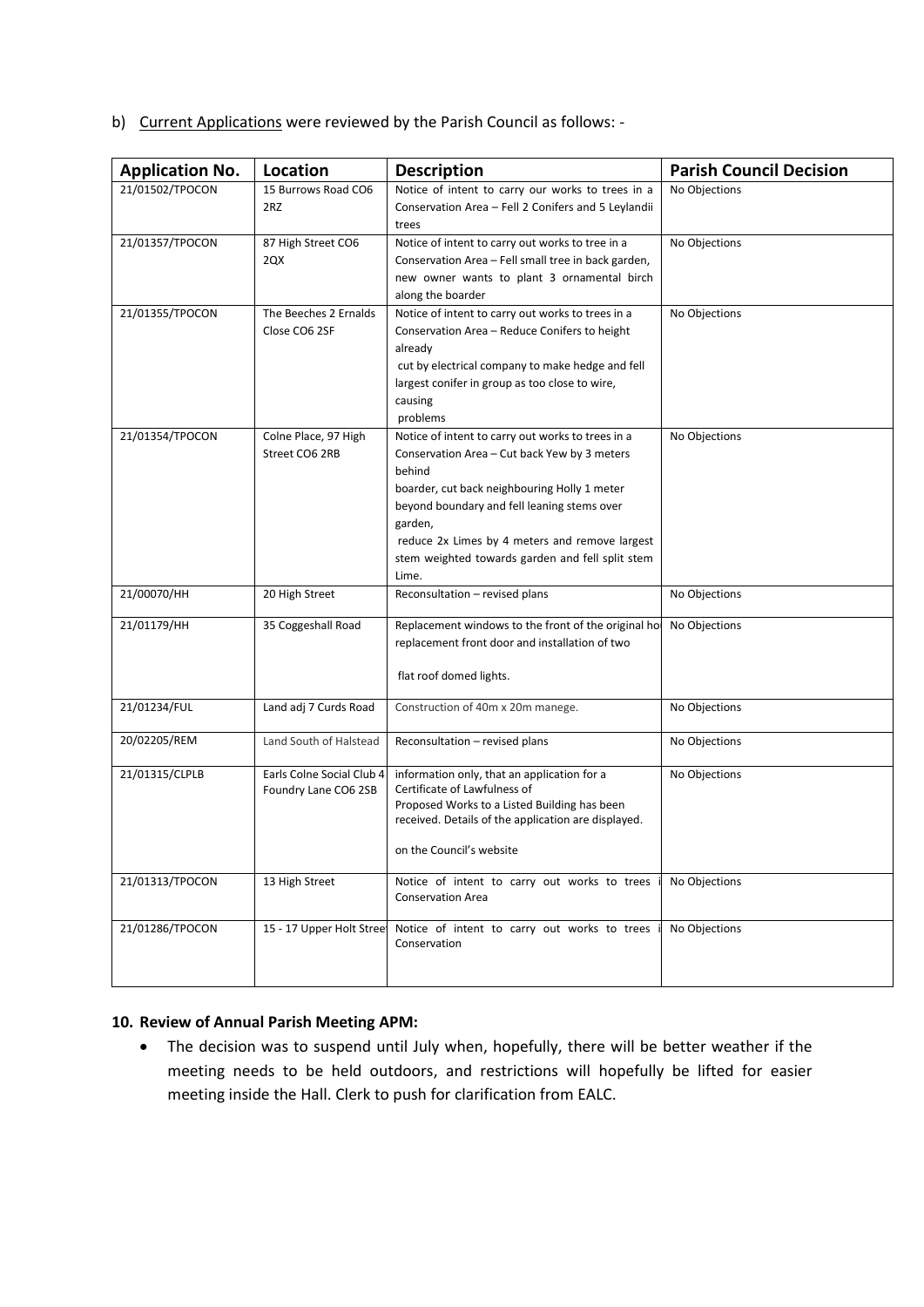b) Current Applications were reviewed by the Parish Council as follows: -

| Application No. | Location | Description | Parish Council Decision |
|---|---|---|---|
| 21/01502/TPOCON | 15 Burrows Road CO6 2RZ | Notice of intent to carry our works to trees in a Conservation Area – Fell 2 Conifers and 5 Leylandii trees | No Objections |
| 21/01357/TPOCON | 87 High Street CO6 2QX | Notice of intent to carry out works to tree in a Conservation Area – Fell small tree in back garden, new owner wants to plant 3 ornamental birch along the boarder | No Objections |
| 21/01355/TPOCON | The Beeches 2 Ernalds Close CO6 2SF | Notice of intent to carry out works to trees in a Conservation Area – Reduce Conifers to height already cut by electrical company to make hedge and fell largest conifer in group as too close to wire, causing problems | No Objections |
| 21/01354/TPOCON | Colne Place, 97 High Street CO6 2RB | Notice of intent to carry out works to trees in a Conservation Area – Cut back Yew by 3 meters behind boarder, cut back neighbouring Holly 1 meter beyond boundary and fell leaning stems over garden, reduce 2x Limes by 4 meters and remove largest stem weighted towards garden and fell split stem Lime. | No Objections |
| 21/00070/HH | 20 High Street | Reconsultation – revised plans | No Objections |
| 21/01179/HH | 35 Coggeshall Road | Replacement windows to the front of the original ho replacement front door and installation of two flat roof domed lights. | No Objections |
| 21/01234/FUL | Land adj 7 Curds Road | Construction of 40m x 20m manege. | No Objections |
| 20/02205/REM | Land South of Halstead | Reconsultation – revised plans | No Objections |
| 21/01315/CLPLB | Earls Colne Social Club 4 Foundry Lane CO6 2SB | information only, that an application for a Certificate of Lawfulness of Proposed Works to a Listed Building has been received. Details of the application are displayed. on the Council's website | No Objections |
| 21/01313/TPOCON | 13 High Street | Notice of intent to carry out works to trees i Conservation Area | No Objections |
| 21/01286/TPOCON | 15 - 17 Upper Holt Street | Notice of intent to carry out works to trees i Conservation | No Objections |

## 10. Review of Annual Parish Meeting APM:

- The decision was to suspend until July when, hopefully, there will be better weather if the meeting needs to be held outdoors, and restrictions will hopefully be lifted for easier meeting inside the Hall. Clerk to push for clarification from EALC.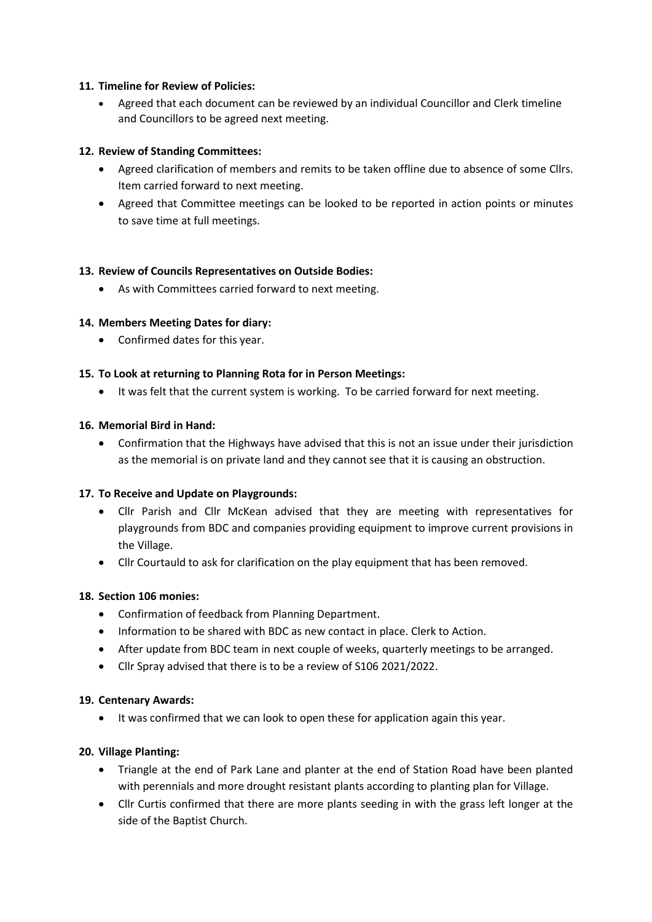**11. Timeline for Review of Policies:**

- Agreed that each document can be reviewed by an individual Councillor and Clerk timeline and Councillors to be agreed next meeting.

**12. Review of Standing Committees:**

- Agreed clarification of members and remits to be taken offline due to absence of some Cllrs. Item carried forward to next meeting.
- Agreed that Committee meetings can be looked to be reported in action points or minutes to save time at full meetings.

**13. Review of Councils Representatives on Outside Bodies:**

- As with Committees carried forward to next meeting.

**14. Members Meeting Dates for diary:**

- Confirmed dates for this year.

**15. To Look at returning to Planning Rota for in Person Meetings:**

- It was felt that the current system is working. To be carried forward for next meeting.

**16. Memorial Bird in Hand:**

- Confirmation that the Highways have advised that this is not an issue under their jurisdiction as the memorial is on private land and they cannot see that it is causing an obstruction.

**17. To Receive and Update on Playgrounds:**

- Cllr Parish and Cllr McKean advised that they are meeting with representatives for playgrounds from BDC and companies providing equipment to improve current provisions in the Village.
- Cllr Courtauld to ask for clarification on the play equipment that has been removed.

**18. Section 106 monies:**

- Confirmation of feedback from Planning Department.
- Information to be shared with BDC as new contact in place. Clerk to Action.
- After update from BDC team in next couple of weeks, quarterly meetings to be arranged.
- Cllr Spray advised that there is to be a review of S106 2021/2022.

**19. Centenary Awards:**

- It was confirmed that we can look to open these for application again this year.

**20. Village Planting:**

- Triangle at the end of Park Lane and planter at the end of Station Road have been planted with perennials and more drought resistant plants according to planting plan for Village.
- Cllr Curtis confirmed that there are more plants seeding in with the grass left longer at the side of the Baptist Church.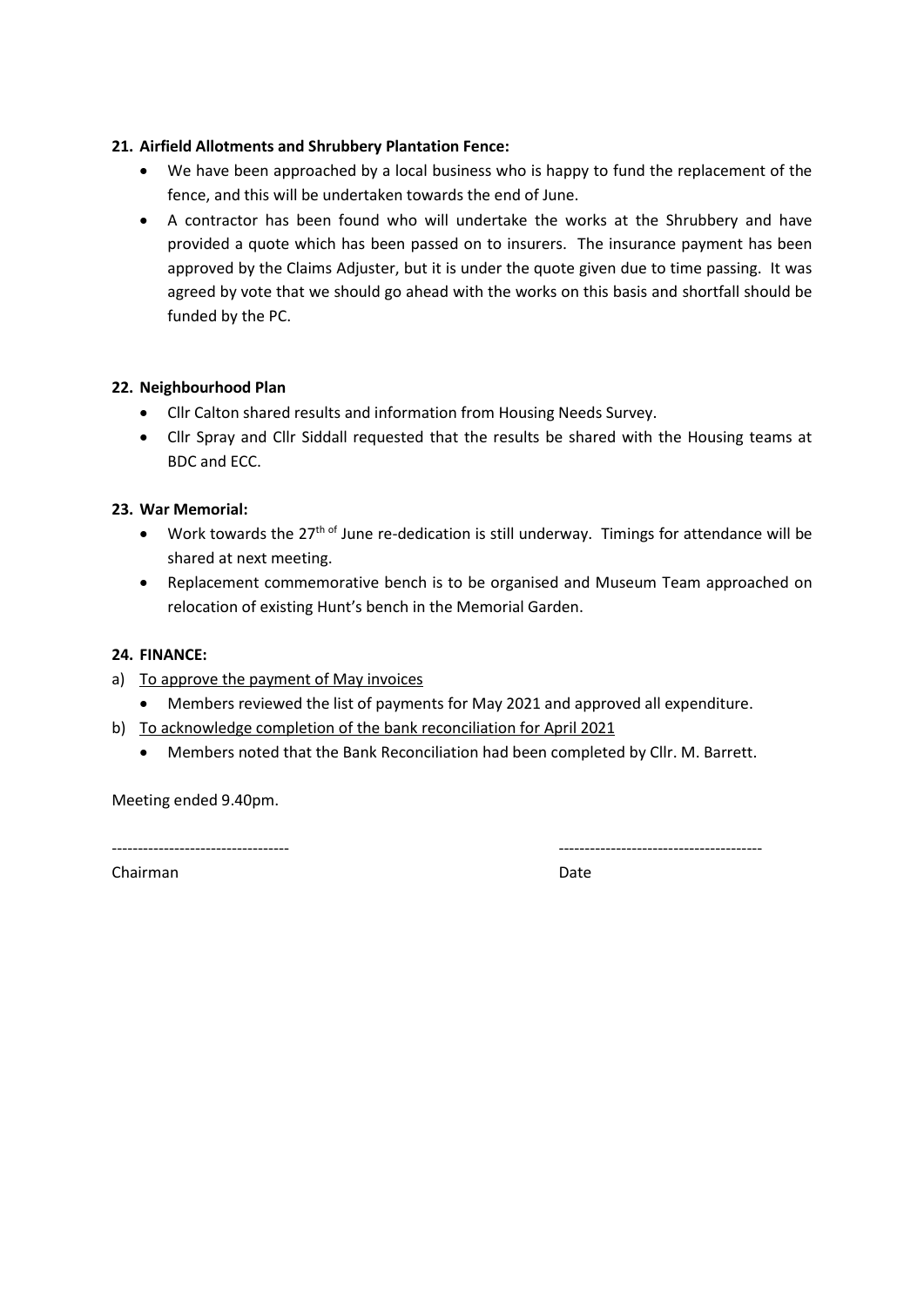**21. Airfield Allotments and Shrubbery Plantation Fence:**

- We have been approached by a local business who is happy to fund the replacement of the fence, and this will be undertaken towards the end of June.
- A contractor has been found who will undertake the works at the Shrubbery and have provided a quote which has been passed on to insurers. The insurance payment has been approved by the Claims Adjuster, but it is under the quote given due to time passing. It was agreed by vote that we should go ahead with the works on this basis and shortfall should be funded by the PC.

**22. Neighbourhood Plan**

- Cllr Calton shared results and information from Housing Needs Survey.
- Cllr Spray and Cllr Siddall requested that the results be shared with the Housing teams at BDC and ECC.

**23. War Memorial:**

- Work towards the 27th of June re-dedication is still underway. Timings for attendance will be shared at next meeting.
- Replacement commemorative bench is to be organised and Museum Team approached on relocation of existing Hunt's bench in the Memorial Garden.

**24. FINANCE:**

a) To approve the payment of May invoices
   - Members reviewed the list of payments for May 2021 and approved all expenditure.

b) To acknowledge completion of the bank reconciliation for April 2021
   - Members noted that the Bank Reconciliation had been completed by Cllr. M. Barrett.

Meeting ended 9.40pm.

---------------------------------- Chairman

-------------------------------------- Date